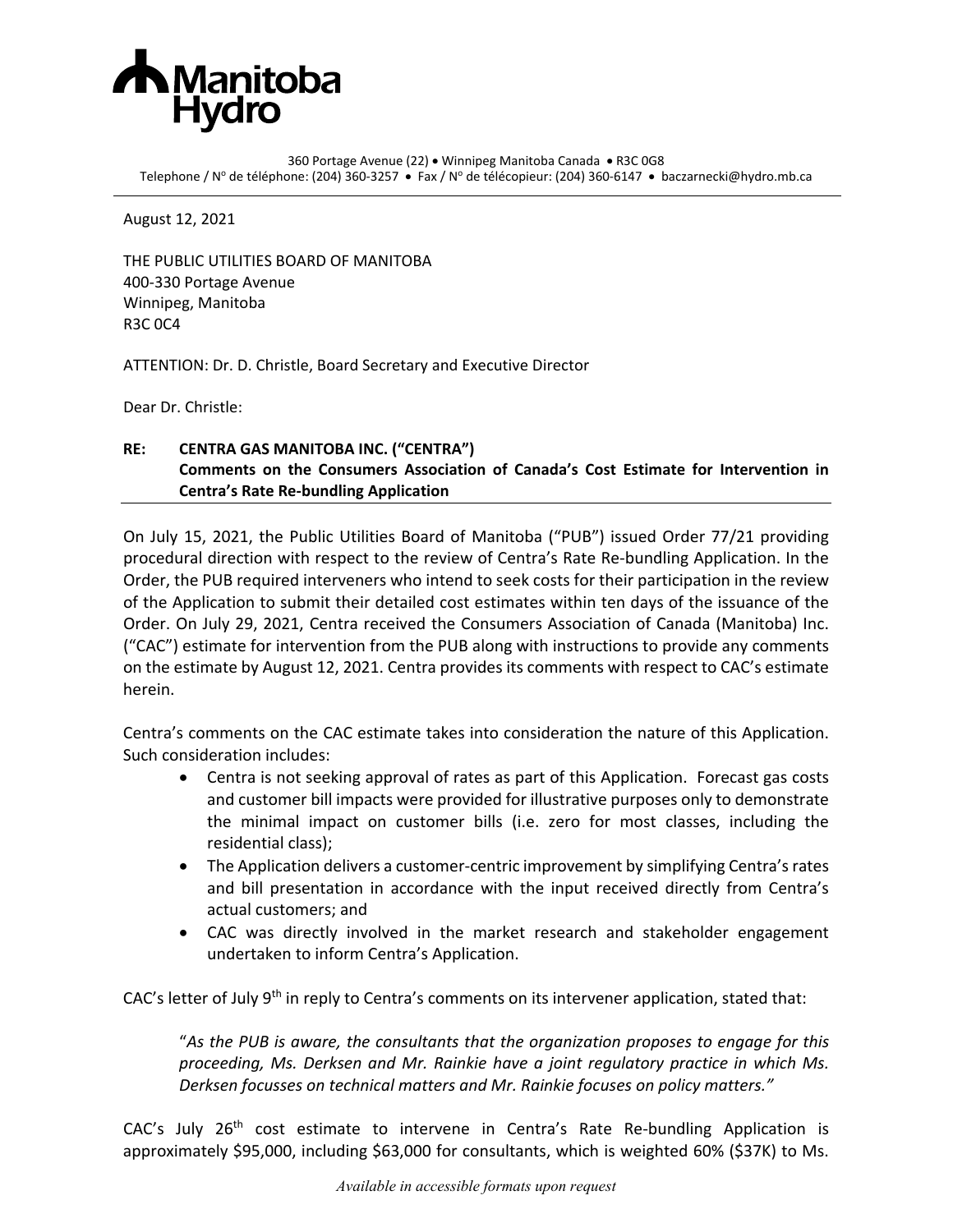**Manitoba Hydro**

360 Portage Avenue (22) • Winnipeg Manitoba Canada • R3C 0G8
Telephone / N° de téléphone: (204) 360-3257 • Fax / N° de télécopieur: (204) 360-6147 • baczarnecki@hydro.mb.ca

---

August 12, 2021

THE PUBLIC UTILITIES BOARD OF MANITOBA
400-330 Portage Avenue
Winnipeg, Manitoba
R3C 0C4

ATTENTION: Dr. D. Christle, Board Secretary and Executive Director

Dear Dr. Christle:

**RE: CENTRA GAS MANITOBA INC. ("CENTRA")**
**Comments on the Consumers Association of Canada's Cost Estimate for Intervention in Centra's Rate Re-bundling Application**

---

On July 15, 2021, the Public Utilities Board of Manitoba ("PUB") issued Order 77/21 providing procedural direction with respect to the review of Centra's Rate Re-bundling Application. In the Order, the PUB required interveners who intend to seek costs for their participation in the review of the Application to submit their detailed cost estimates within ten days of the issuance of the Order. On July 29, 2021, Centra received the Consumers Association of Canada (Manitoba) Inc. ("CAC") estimate for intervention from the PUB along with instructions to provide any comments on the estimate by August 12, 2021. Centra provides its comments with respect to CAC's estimate herein.

Centra's comments on the CAC estimate takes into consideration the nature of this Application. Such consideration includes:

- Centra is not seeking approval of rates as part of this Application. Forecast gas costs and customer bill impacts were provided for illustrative purposes only to demonstrate the minimal impact on customer bills (i.e. zero for most classes, including the residential class);
- The Application delivers a customer-centric improvement by simplifying Centra's rates and bill presentation in accordance with the input received directly from Centra's actual customers; and
- CAC was directly involved in the market research and stakeholder engagement undertaken to inform Centra's Application.

CAC's letter of July 9th in reply to Centra's comments on its intervener application, stated that:

> "*As the PUB is aware, the consultants that the organization proposes to engage for this proceeding, Ms. Derksen and Mr. Rainkie have a joint regulatory practice in which Ms. Derksen focusses on technical matters and Mr. Rainkie focuses on policy matters.*"

CAC's July 26th cost estimate to intervene in Centra's Rate Re-bundling Application is approximately $95,000, including $63,000 for consultants, which is weighted 60% ($37K) to Ms.

*Available in accessible formats upon request*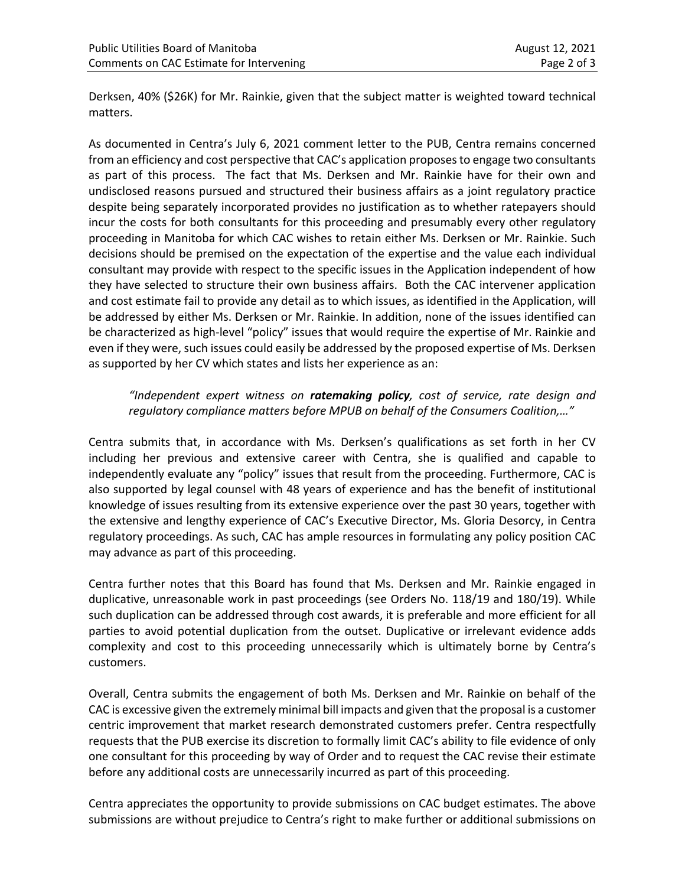Derksen, 40% ($26K) for Mr. Rainkie, given that the subject matter is weighted toward technical matters.

As documented in Centra's July 6, 2021 comment letter to the PUB, Centra remains concerned from an efficiency and cost perspective that CAC's application proposes to engage two consultants as part of this process. The fact that Ms. Derksen and Mr. Rainkie have for their own and undisclosed reasons pursued and structured their business affairs as a joint regulatory practice despite being separately incorporated provides no justification as to whether ratepayers should incur the costs for both consultants for this proceeding and presumably every other regulatory proceeding in Manitoba for which CAC wishes to retain either Ms. Derksen or Mr. Rainkie. Such decisions should be premised on the expectation of the expertise and the value each individual consultant may provide with respect to the specific issues in the Application independent of how they have selected to structure their own business affairs. Both the CAC intervener application and cost estimate fail to provide any detail as to which issues, as identified in the Application, will be addressed by either Ms. Derksen or Mr. Rainkie. In addition, none of the issues identified can be characterized as high-level "policy" issues that would require the expertise of Mr. Rainkie and even if they were, such issues could easily be addressed by the proposed expertise of Ms. Derksen as supported by her CV which states and lists her experience as an:

> *"Independent expert witness on* ***ratemaking policy****, cost of service, rate design and regulatory compliance matters before MPUB on behalf of the Consumers Coalition,…"*

Centra submits that, in accordance with Ms. Derksen's qualifications as set forth in her CV including her previous and extensive career with Centra, she is qualified and capable to independently evaluate any "policy" issues that result from the proceeding. Furthermore, CAC is also supported by legal counsel with 48 years of experience and has the benefit of institutional knowledge of issues resulting from its extensive experience over the past 30 years, together with the extensive and lengthy experience of CAC's Executive Director, Ms. Gloria Desorcy, in Centra regulatory proceedings. As such, CAC has ample resources in formulating any policy position CAC may advance as part of this proceeding.

Centra further notes that this Board has found that Ms. Derksen and Mr. Rainkie engaged in duplicative, unreasonable work in past proceedings (see Orders No. 118/19 and 180/19). While such duplication can be addressed through cost awards, it is preferable and more efficient for all parties to avoid potential duplication from the outset. Duplicative or irrelevant evidence adds complexity and cost to this proceeding unnecessarily which is ultimately borne by Centra's customers.

Overall, Centra submits the engagement of both Ms. Derksen and Mr. Rainkie on behalf of the CAC is excessive given the extremely minimal bill impacts and given that the proposal is a customer centric improvement that market research demonstrated customers prefer. Centra respectfully requests that the PUB exercise its discretion to formally limit CAC's ability to file evidence of only one consultant for this proceeding by way of Order and to request the CAC revise their estimate before any additional costs are unnecessarily incurred as part of this proceeding.

Centra appreciates the opportunity to provide submissions on CAC budget estimates. The above submissions are without prejudice to Centra's right to make further or additional submissions on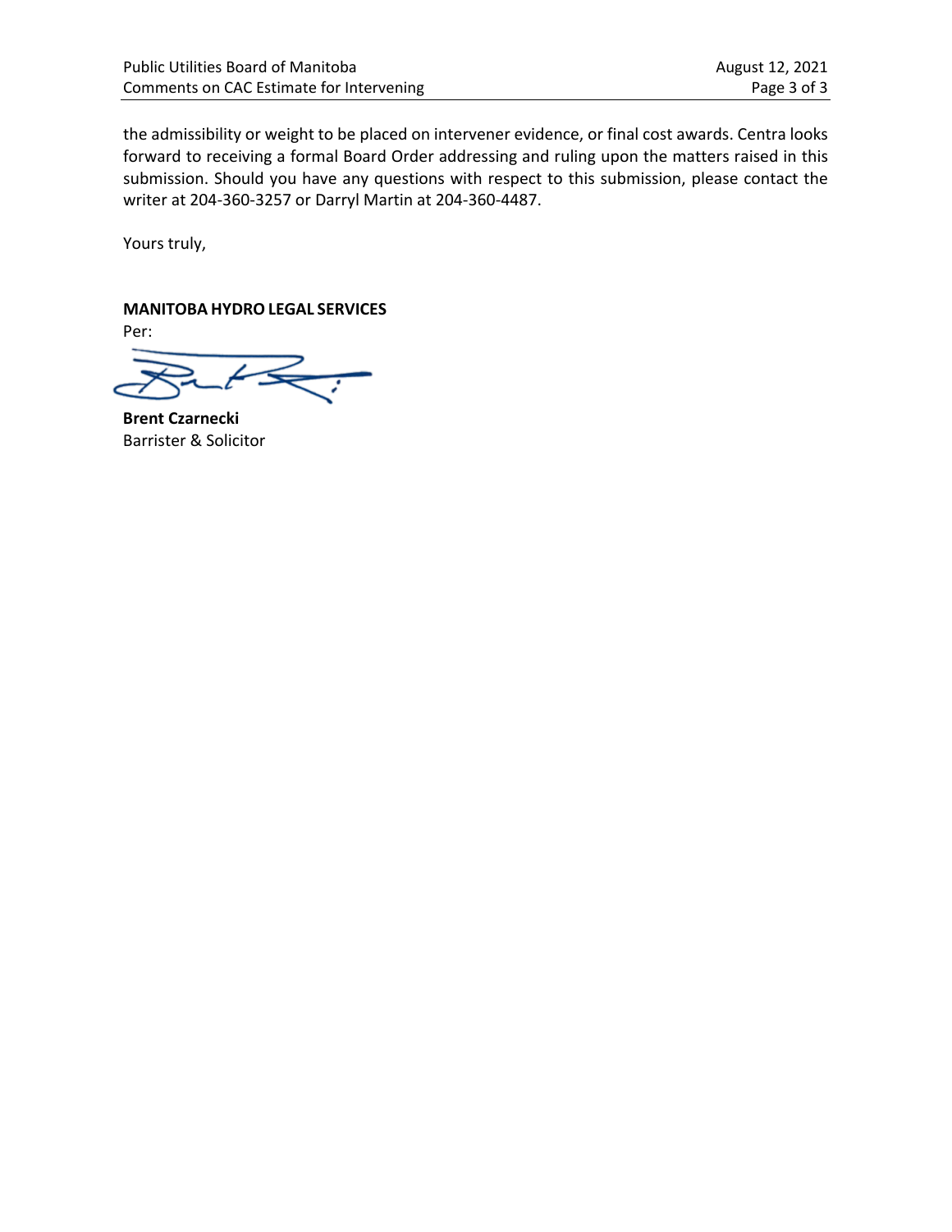the admissibility or weight to be placed on intervener evidence, or final cost awards. Centra looks forward to receiving a formal Board Order addressing and ruling upon the matters raised in this submission. Should you have any questions with respect to this submission, please contact the writer at 204-360-3257 or Darryl Martin at 204-360-4487.

Yours truly,

**MANITOBA HYDRO LEGAL SERVICES**

Per:

**Brent Czarnecki**
Barrister & Solicitor